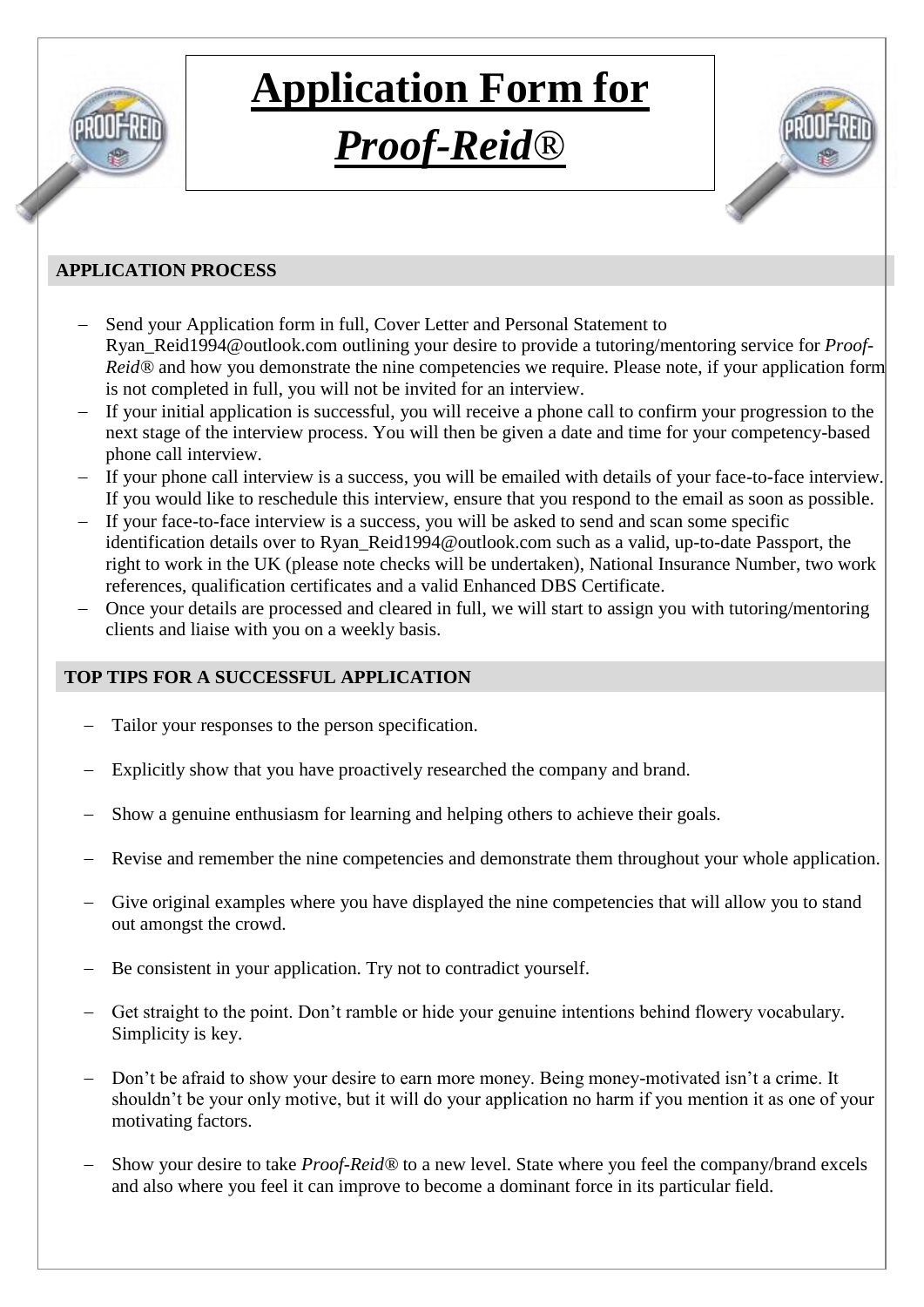# Application Form for *Proof-Reid*®

## APPLICATION PROCESS

- Send your Application form in full, Cover Letter and Personal Statement to Ryan_Reid1994@outlook.com outlining your desire to provide a tutoring/mentoring service for *Proof-Reid*® and how you demonstrate the nine competencies we require. Please note, if your application form is not completed in full, you will not be invited for an interview.
- If your initial application is successful, you will receive a phone call to confirm your progression to the next stage of the interview process. You will then be given a date and time for your competency-based phone call interview.
- If your phone call interview is a success, you will be emailed with details of your face-to-face interview. If you would like to reschedule this interview, ensure that you respond to the email as soon as possible.
- If your face-to-face interview is a success, you will be asked to send and scan some specific identification details over to Ryan_Reid1994@outlook.com such as a valid, up-to-date Passport, the right to work in the UK (please note checks will be undertaken), National Insurance Number, two work references, qualification certificates and a valid Enhanced DBS Certificate.
- Once your details are processed and cleared in full, we will start to assign you with tutoring/mentoring clients and liaise with you on a weekly basis.

## TOP TIPS FOR A SUCCESSFUL APPLICATION

- Tailor your responses to the person specification.
- Explicitly show that you have proactively researched the company and brand.
- Show a genuine enthusiasm for learning and helping others to achieve their goals.
- Revise and remember the nine competencies and demonstrate them throughout your whole application.
- Give original examples where you have displayed the nine competencies that will allow you to stand out amongst the crowd.
- Be consistent in your application. Try not to contradict yourself.
- Get straight to the point. Don't ramble or hide your genuine intentions behind flowery vocabulary. Simplicity is key.
- Don't be afraid to show your desire to earn more money. Being money-motivated isn't a crime. It shouldn't be your only motive, but it will do your application no harm if you mention it as one of your motivating factors.
- Show your desire to take *Proof-Reid*® to a new level. State where you feel the company/brand excels and also where you feel it can improve to become a dominant force in its particular field.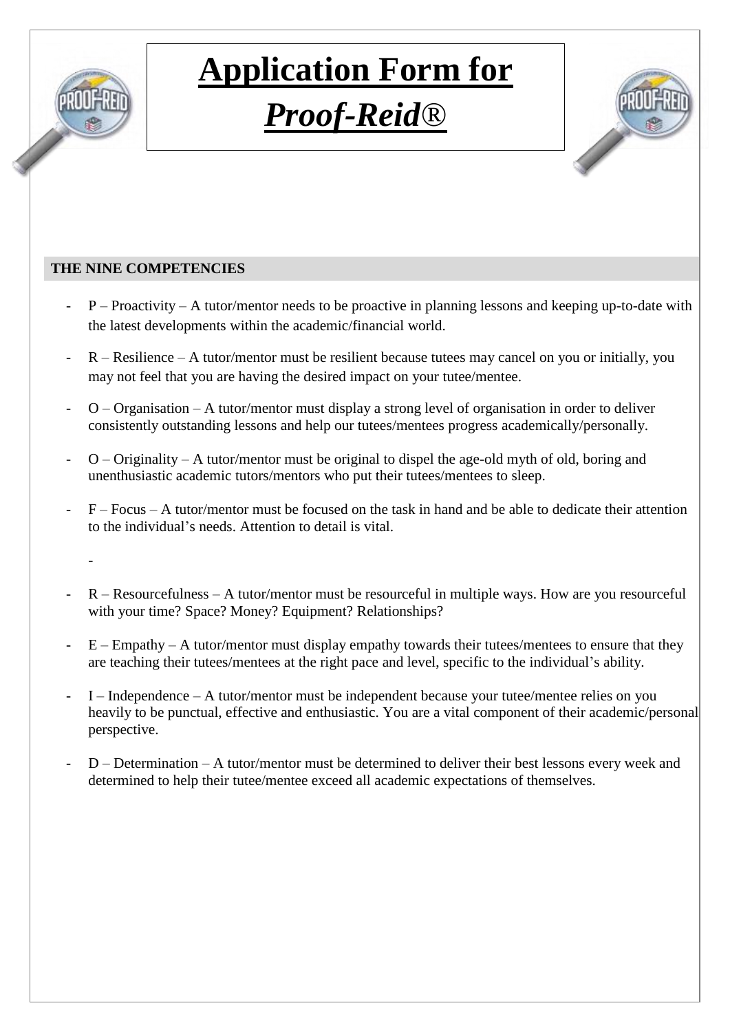# **Application Form for *Proof-Reid*®**

## THE NINE COMPETENCIES

- P – Proactivity – A tutor/mentor needs to be proactive in planning lessons and keeping up-to-date with the latest developments within the academic/financial world.
- R – Resilience – A tutor/mentor must be resilient because tutees may cancel on you or initially, you may not feel that you are having the desired impact on your tutee/mentee.
- O – Organisation – A tutor/mentor must display a strong level of organisation in order to deliver consistently outstanding lessons and help our tutees/mentees progress academically/personally.
- O – Originality – A tutor/mentor must be original to dispel the age-old myth of old, boring and unenthusiastic academic tutors/mentors who put their tutees/mentees to sleep.
- F – Focus – A tutor/mentor must be focused on the task in hand and be able to dedicate their attention to the individual's needs. Attention to detail is vital.
  -
- R – Resourcefulness – A tutor/mentor must be resourceful in multiple ways. How are you resourceful with your time? Space? Money? Equipment? Relationships?
- E – Empathy – A tutor/mentor must display empathy towards their tutees/mentees to ensure that they are teaching their tutees/mentees at the right pace and level, specific to the individual's ability.
- I – Independence – A tutor/mentor must be independent because your tutee/mentee relies on you heavily to be punctual, effective and enthusiastic. You are a vital component of their academic/personal perspective.
- D – Determination – A tutor/mentor must be determined to deliver their best lessons every week and determined to help their tutee/mentee exceed all academic expectations of themselves.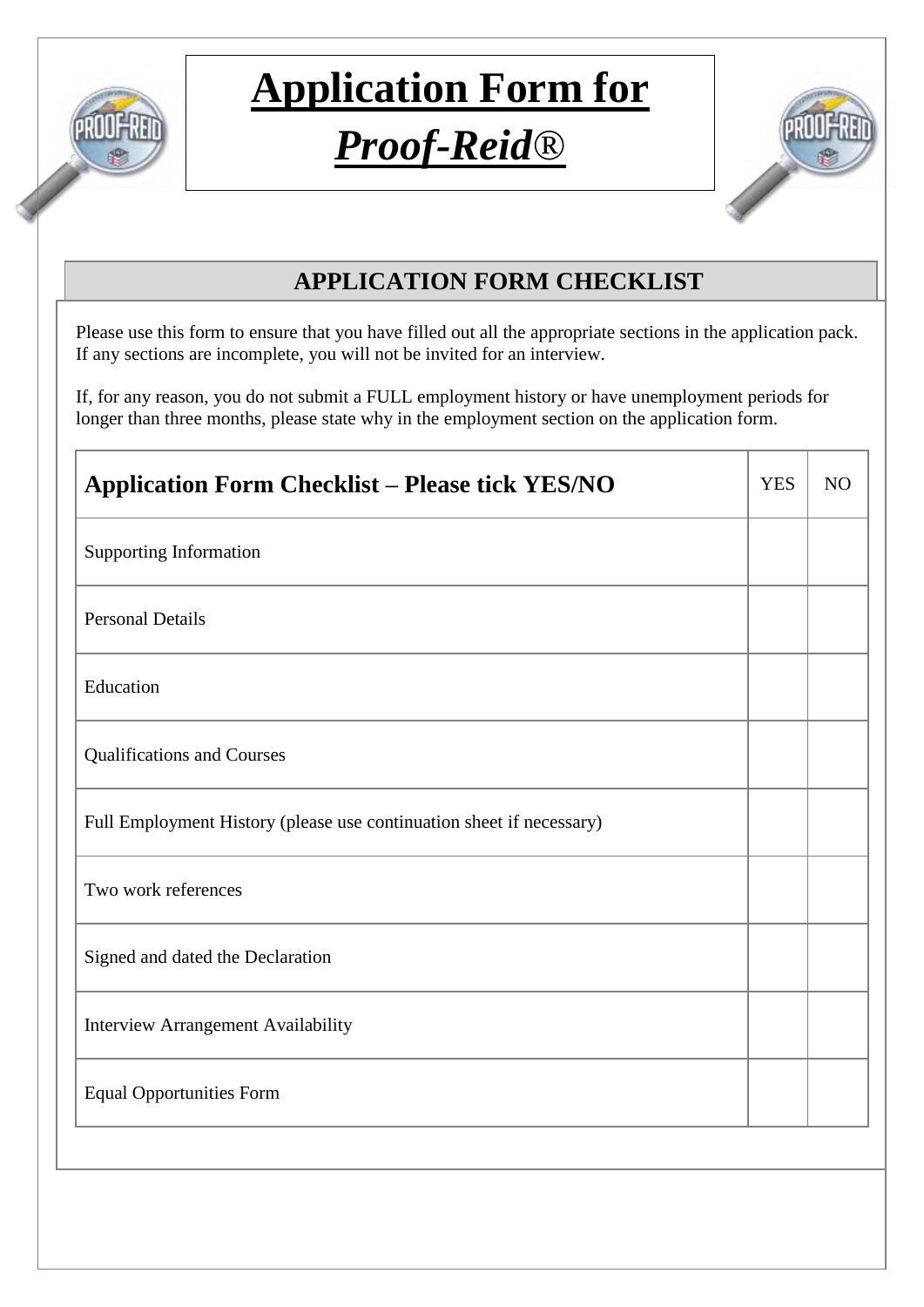# Application Form for *Proof-Reid*®

## APPLICATION FORM CHECKLIST

Please use this form to ensure that you have filled out all the appropriate sections in the application pack. If any sections are incomplete, you will not be invited for an interview.

If, for any reason, you do not submit a FULL employment history or have unemployment periods for longer than three months, please state why in the employment section on the application form.

| **Application Form Checklist – Please tick YES/NO** | YES | NO |
|---|---|---|
| Supporting Information | | |
| Personal Details | | |
| Education | | |
| Qualifications and Courses | | |
| Full Employment History (please use continuation sheet if necessary) | | |
| Two work references | | |
| Signed and dated the Declaration | | |
| Interview Arrangement Availability | | |
| Equal Opportunities Form | | |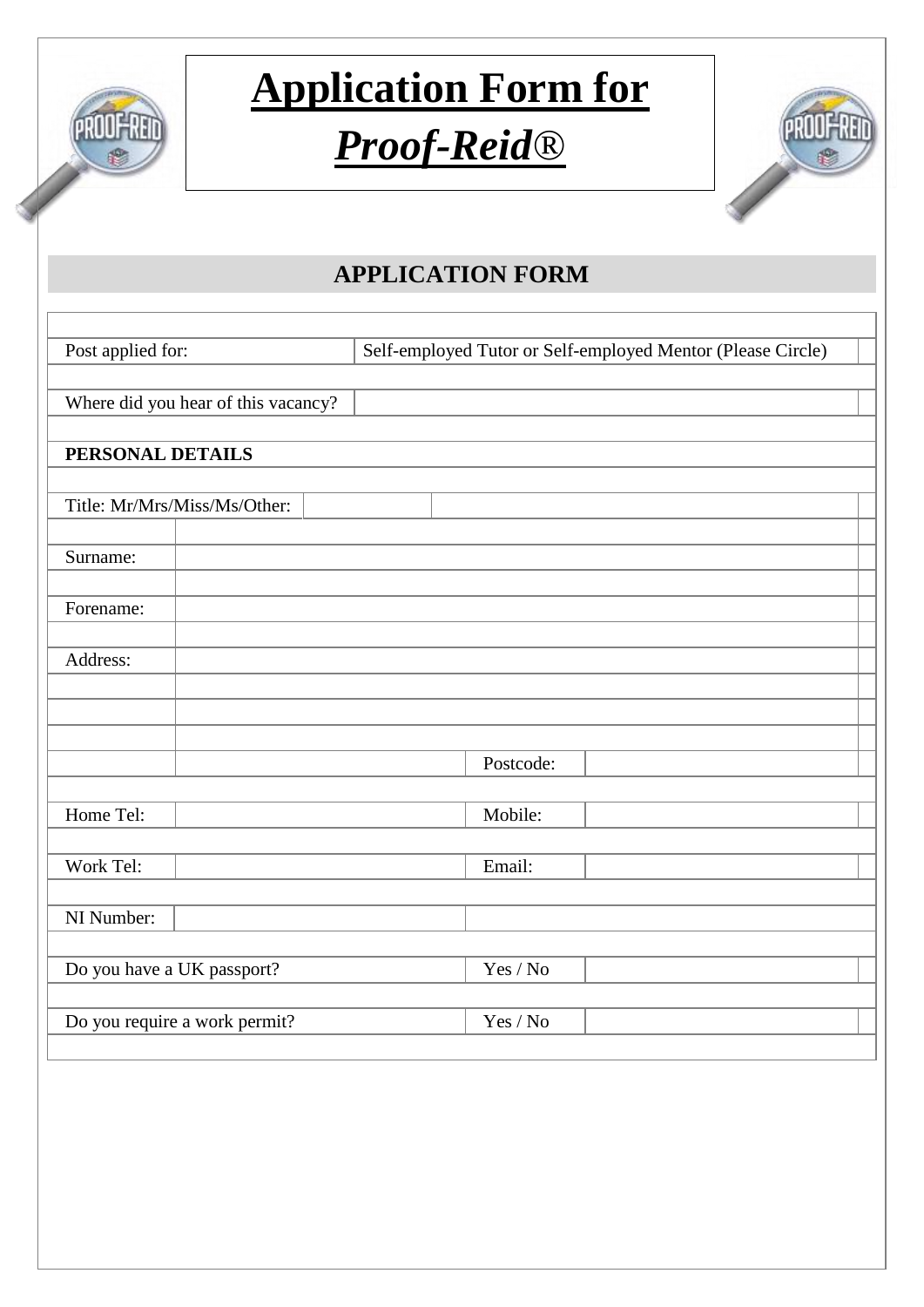# Application Form for *Proof-Reid*®

## APPLICATION FORM

| | |
|---|---|
| Post applied for: | Self-employed Tutor or Self-employed Mentor (Please Circle) |
| Where did you hear of this vacancy? | |

**PERSONAL DETAILS**

| | | | |
|---|---|---|---|
| Title: Mr/Mrs/Miss/Ms/Other: | | | |
| Surname: | | | |
| Forename: | | | |
| Address: | | | |
| | | | |
| | | | |
| | | | |
| | | Postcode: | |
| Home Tel: | | Mobile: | |
| Work Tel: | | Email: | |
| NI Number: | | | |
| Do you have a UK passport? | | Yes / No | |
| Do you require a work permit? | | Yes / No | |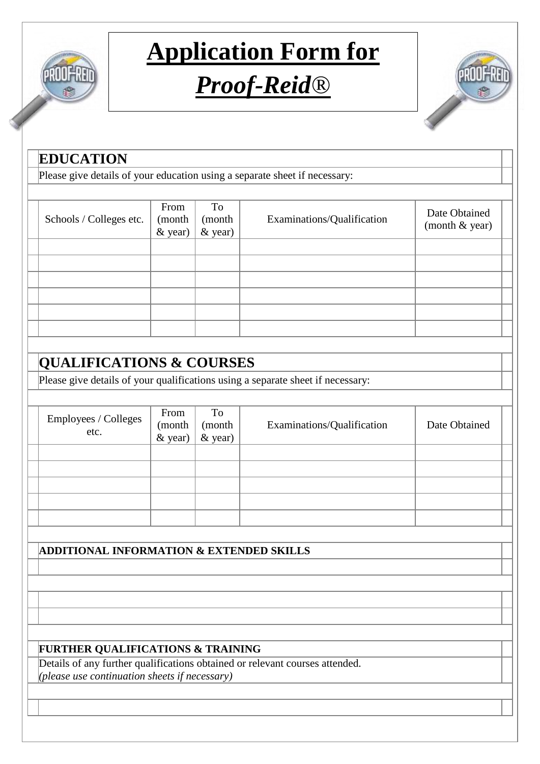# Application Form for *Proof-Reid*®

## EDUCATION

Please give details of your education using a separate sheet if necessary:

| Schools / Colleges etc. | From (month & year) | To (month & year) | Examinations/Qualification | Date Obtained (month & year) |
|---|---|---|---|---|
| | | | | |
| | | | | |
| | | | | |
| | | | | |
| | | | | |
| | | | | |

## QUALIFICATIONS & COURSES

Please give details of your qualifications using a separate sheet if necessary:

| Employees / Colleges etc. | From (month & year) | To (month & year) | Examinations/Qualification | Date Obtained |
|---|---|---|---|---|
| | | | | |
| | | | | |
| | | | | |
| | | | | |
| | | | | |

**ADDITIONAL INFORMATION & EXTENDED SKILLS**

**FURTHER QUALIFICATIONS & TRAINING**

Details of any further qualifications obtained or relevant courses attended.
*(please use continuation sheets if necessary)*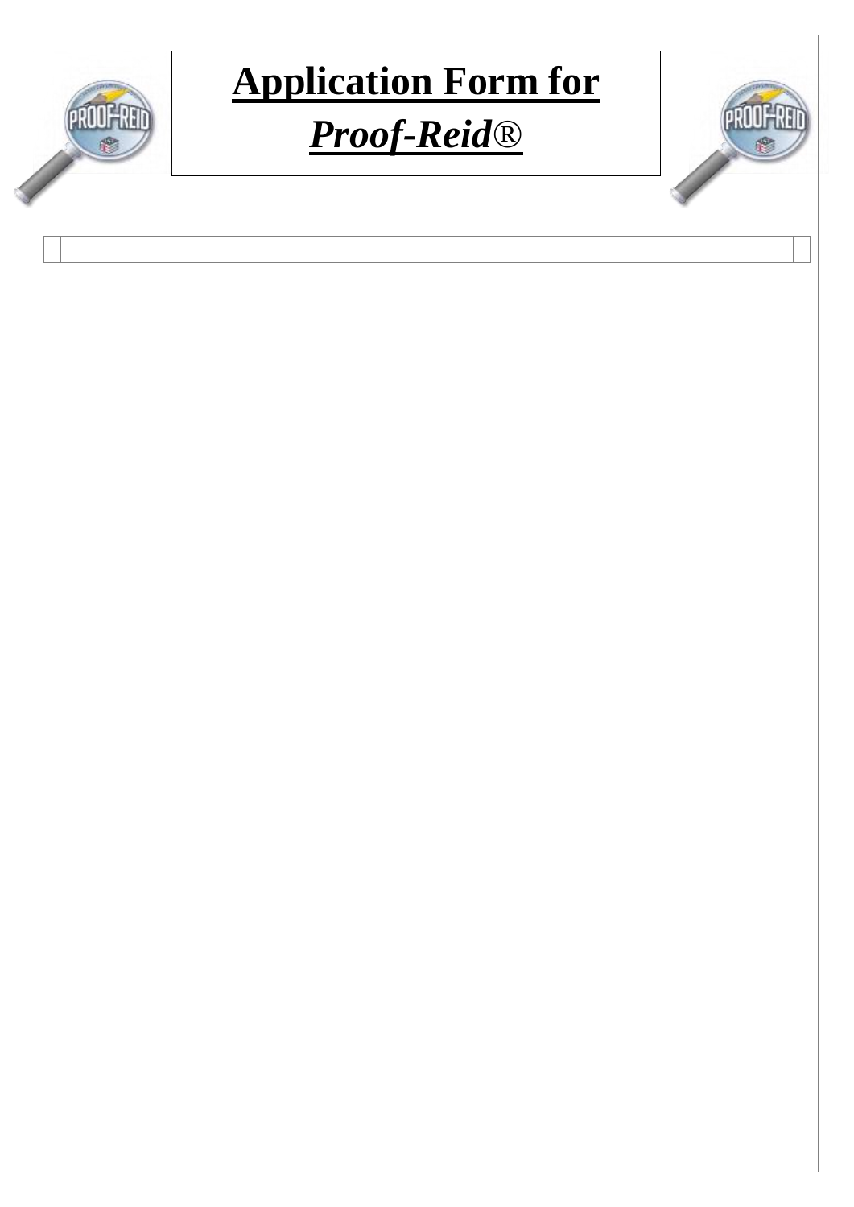# Application Form for *Proof-Reid*®

|  |  |  |
|---|---|---|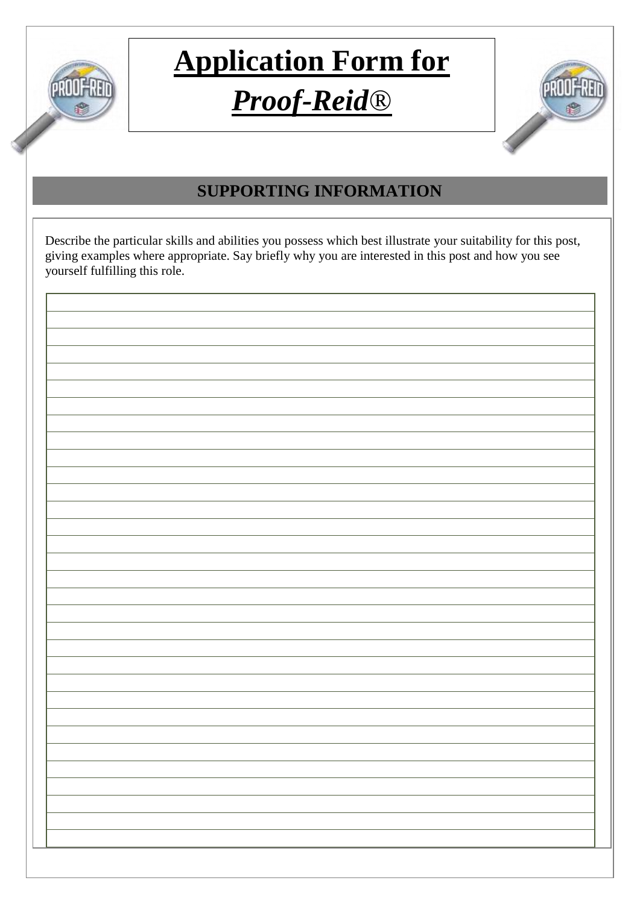# Application Form for *Proof-Reid*®

## SUPPORTING INFORMATION

Describe the particular skills and abilities you possess which best illustrate your suitability for this post, giving examples where appropriate. Say briefly why you are interested in this post and how you see yourself fulfilling this role.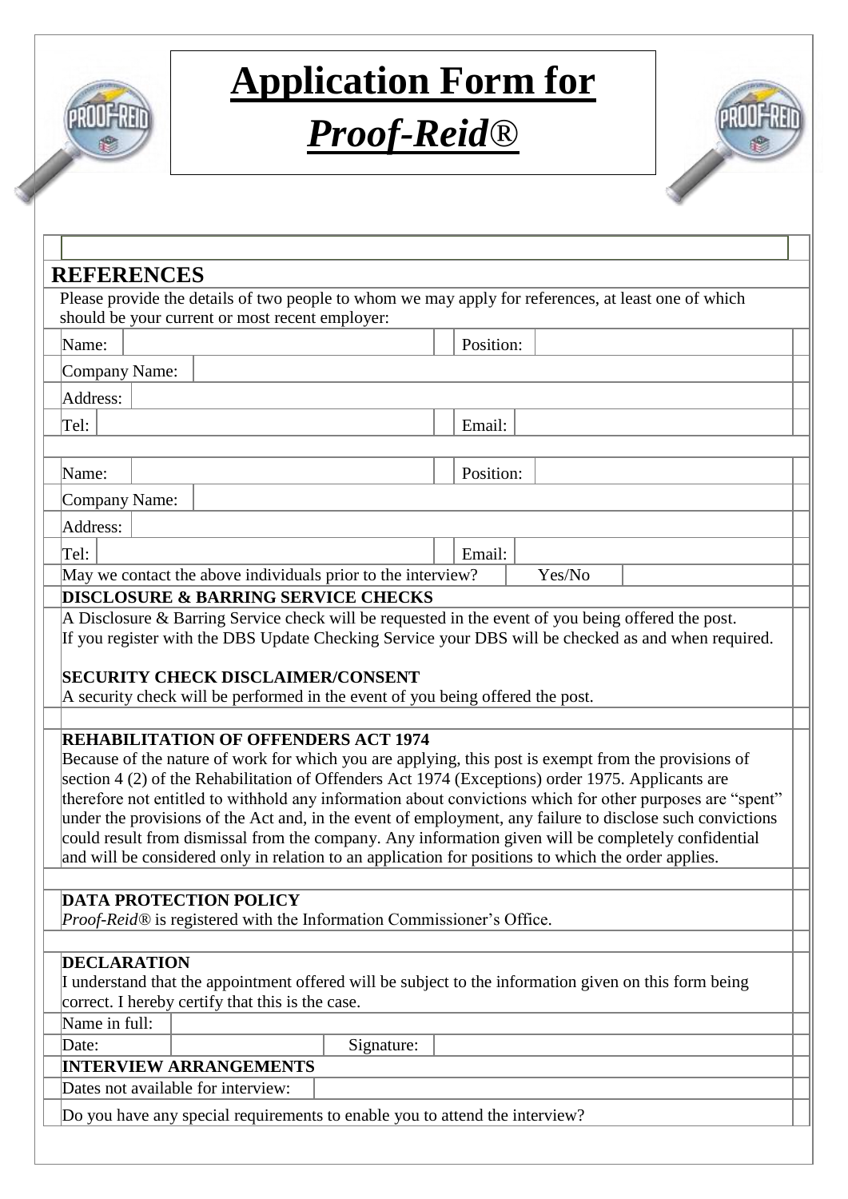# Application Form for *Proof-Reid*®

## REFERENCES

Please provide the details of two people to whom we may apply for references, at least one of which should be your current or most recent employer:

| | | | |
|---|---|---|---|
| Name: | | Position: | |
| Company Name: | | | |
| Address: | | | |
| Tel: | | Email: | |

| | | | |
|---|---|---|---|
| Name: | | Position: | |
| Company Name: | | | |
| Address: | | | |
| Tel: | | Email: | |

May we contact the above individuals prior to the interview? Yes/No

**DISCLOSURE & BARRING SERVICE CHECKS**

A Disclosure & Barring Service check will be requested in the event of you being offered the post.
If you register with the DBS Update Checking Service your DBS will be checked as and when required.

**SECURITY CHECK DISCLAIMER/CONSENT**

A security check will be performed in the event of you being offered the post.

**REHABILITATION OF OFFENDERS ACT 1974**

Because of the nature of work for which you are applying, this post is exempt from the provisions of section 4 (2) of the Rehabilitation of Offenders Act 1974 (Exceptions) order 1975. Applicants are therefore not entitled to withhold any information about convictions which for other purposes are "spent" under the provisions of the Act and, in the event of employment, any failure to disclose such convictions could result from dismissal from the company. Any information given will be completely confidential and will be considered only in relation to an application for positions to which the order applies.

**DATA PROTECTION POLICY**

*Proof-Reid®* is registered with the Information Commissioner's Office.

**DECLARATION**

I understand that the appointment offered will be subject to the information given on this form being correct. I hereby certify that this is the case.

| | | | |
|---|---|---|---|
| Name in full: | | | |
| Date: | | Signature: | |

**INTERVIEW ARRANGEMENTS**

| | |
|---|---|
| Dates not available for interview: | |

Do you have any special requirements to enable you to attend the interview?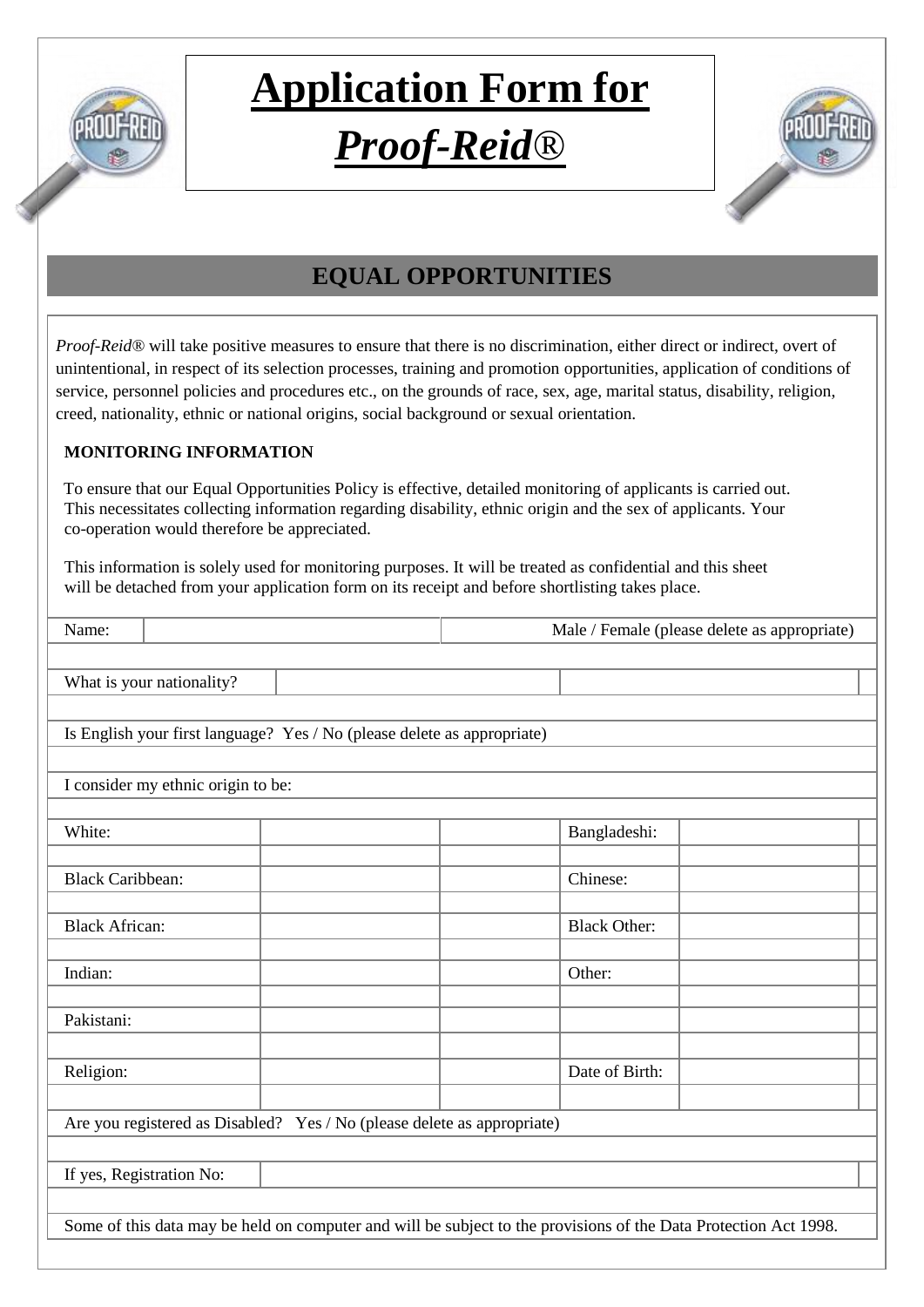# Application Form for *Proof-Reid*®

## EQUAL OPPORTUNITIES

*Proof-Reid*® will take positive measures to ensure that there is no discrimination, either direct or indirect, overt of unintentional, in respect of its selection processes, training and promotion opportunities, application of conditions of service, personnel policies and procedures etc., on the grounds of race, sex, age, marital status, disability, religion, creed, nationality, ethnic or national origins, social background or sexual orientation.

**MONITORING INFORMATION**

To ensure that our Equal Opportunities Policy is effective, detailed monitoring of applicants is carried out. This necessitates collecting information regarding disability, ethnic origin and the sex of applicants. Your co-operation would therefore be appreciated.

This information is solely used for monitoring purposes. It will be treated as confidential and this sheet will be detached from your application form on its receipt and before shortlisting takes place.

| Name: | | Male / Female (please delete as appropriate) |
|---|---|---|

| What is your nationality? | | |
|---|---|---|

Is English your first language? Yes / No (please delete as appropriate)

I consider my ethnic origin to be:

| | | | | |
|---|---|---|---|---|
| White: | | | Bangladeshi: | |
| Black Caribbean: | | | Chinese: | |
| Black African: | | | Black Other: | |
| Indian: | | | Other: | |
| Pakistani: | | | | |
| Religion: | | | Date of Birth: | |

Are you registered as Disabled? Yes / No (please delete as appropriate)

| If yes, Registration No: | |
|---|---|

Some of this data may be held on computer and will be subject to the provisions of the Data Protection Act 1998.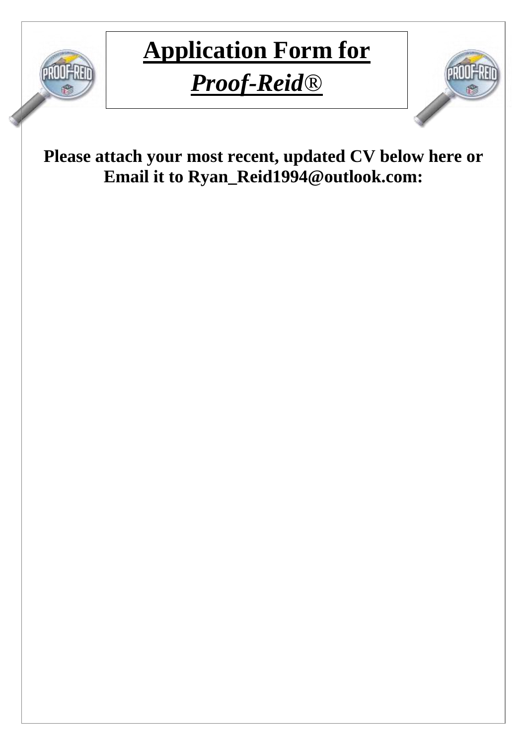# **Application Form for *Proof-Reid*®**

**Please attach your most recent, updated CV below here or Email it to Ryan_Reid1994@outlook.com:**